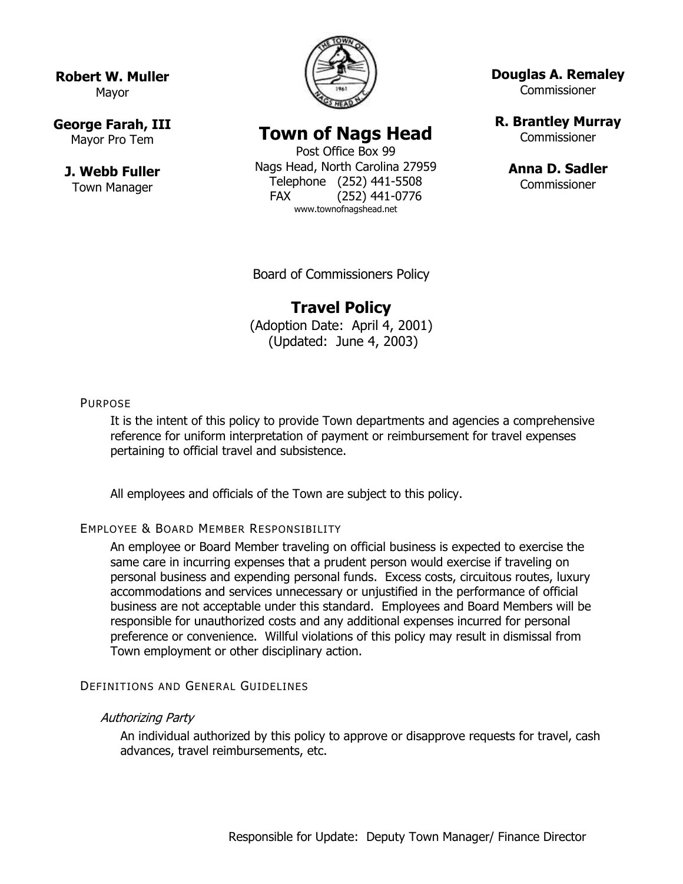**Robert W. Muller**
Mayor

**George Farah, III**
Mayor Pro Tem

**J. Webb Fuller**
Town Manager

# Town of Nags Head

Post Office Box 99
Nags Head, North Carolina 27959
Telephone (252) 441-5508
FAX (252) 441-0776
www.townofnagshead.net

**Douglas A. Remaley**
Commissioner

**R. Brantley Murray**
Commissioner

**Anna D. Sadler**
Commissioner

Board of Commissioners Policy

## Travel Policy

(Adoption Date: April 4, 2001)
(Updated: June 4, 2003)

### PURPOSE

It is the intent of this policy to provide Town departments and agencies a comprehensive reference for uniform interpretation of payment or reimbursement for travel expenses pertaining to official travel and subsistence.

All employees and officials of the Town are subject to this policy.

### EMPLOYEE & BOARD MEMBER RESPONSIBILITY

An employee or Board Member traveling on official business is expected to exercise the same care in incurring expenses that a prudent person would exercise if traveling on personal business and expending personal funds. Excess costs, circuitous routes, luxury accommodations and services unnecessary or unjustified in the performance of official business are not acceptable under this standard. Employees and Board Members will be responsible for unauthorized costs and any additional expenses incurred for personal preference or convenience. Willful violations of this policy may result in dismissal from Town employment or other disciplinary action.

### DEFINITIONS AND GENERAL GUIDELINES

*Authorizing Party*

An individual authorized by this policy to approve or disapprove requests for travel, cash advances, travel reimbursements, etc.

Responsible for Update: Deputy Town Manager/ Finance Director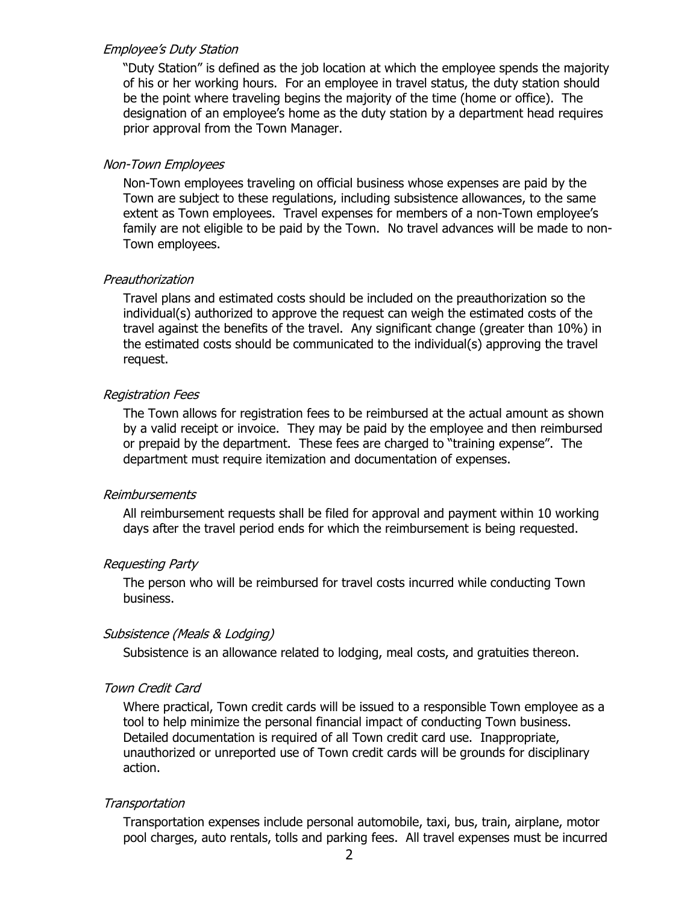*Employee's Duty Station*

"Duty Station" is defined as the job location at which the employee spends the majority of his or her working hours. For an employee in travel status, the duty station should be the point where traveling begins the majority of the time (home or office). The designation of an employee's home as the duty station by a department head requires prior approval from the Town Manager.

*Non-Town Employees*

Non-Town employees traveling on official business whose expenses are paid by the Town are subject to these regulations, including subsistence allowances, to the same extent as Town employees. Travel expenses for members of a non-Town employee's family are not eligible to be paid by the Town. No travel advances will be made to non-Town employees.

*Preauthorization*

Travel plans and estimated costs should be included on the preauthorization so the individual(s) authorized to approve the request can weigh the estimated costs of the travel against the benefits of the travel. Any significant change (greater than 10%) in the estimated costs should be communicated to the individual(s) approving the travel request.

*Registration Fees*

The Town allows for registration fees to be reimbursed at the actual amount as shown by a valid receipt or invoice. They may be paid by the employee and then reimbursed or prepaid by the department. These fees are charged to "training expense". The department must require itemization and documentation of expenses.

*Reimbursements*

All reimbursement requests shall be filed for approval and payment within 10 working days after the travel period ends for which the reimbursement is being requested.

*Requesting Party*

The person who will be reimbursed for travel costs incurred while conducting Town business.

*Subsistence (Meals & Lodging)*

Subsistence is an allowance related to lodging, meal costs, and gratuities thereon.

*Town Credit Card*

Where practical, Town credit cards will be issued to a responsible Town employee as a tool to help minimize the personal financial impact of conducting Town business. Detailed documentation is required of all Town credit card use. Inappropriate, unauthorized or unreported use of Town credit cards will be grounds for disciplinary action.

*Transportation*

Transportation expenses include personal automobile, taxi, bus, train, airplane, motor pool charges, auto rentals, tolls and parking fees. All travel expenses must be incurred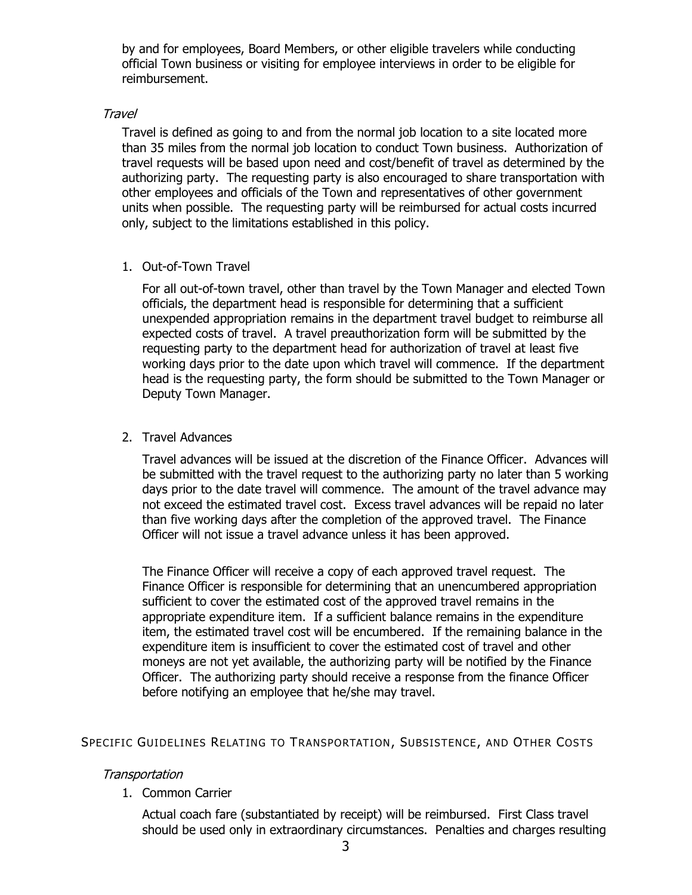by and for employees, Board Members, or other eligible travelers while conducting official Town business or visiting for employee interviews in order to be eligible for reimbursement.

### *Travel*

Travel is defined as going to and from the normal job location to a site located more than 35 miles from the normal job location to conduct Town business. Authorization of travel requests will be based upon need and cost/benefit of travel as determined by the authorizing party. The requesting party is also encouraged to share transportation with other employees and officials of the Town and representatives of other government units when possible. The requesting party will be reimbursed for actual costs incurred only, subject to the limitations established in this policy.

1. Out-of-Town Travel

   For all out-of-town travel, other than travel by the Town Manager and elected Town officials, the department head is responsible for determining that a sufficient unexpended appropriation remains in the department travel budget to reimburse all expected costs of travel. A travel preauthorization form will be submitted by the requesting party to the department head for authorization of travel at least five working days prior to the date upon which travel will commence. If the department head is the requesting party, the form should be submitted to the Town Manager or Deputy Town Manager.

2. Travel Advances

   Travel advances will be issued at the discretion of the Finance Officer. Advances will be submitted with the travel request to the authorizing party no later than 5 working days prior to the date travel will commence. The amount of the travel advance may not exceed the estimated travel cost. Excess travel advances will be repaid no later than five working days after the completion of the approved travel. The Finance Officer will not issue a travel advance unless it has been approved.

   The Finance Officer will receive a copy of each approved travel request. The Finance Officer is responsible for determining that an unencumbered appropriation sufficient to cover the estimated cost of the approved travel remains in the appropriate expenditure item. If a sufficient balance remains in the expenditure item, the estimated travel cost will be encumbered. If the remaining balance in the expenditure item is insufficient to cover the estimated cost of travel and other moneys are not yet available, the authorizing party will be notified by the Finance Officer. The authorizing party should receive a response from the finance Officer before notifying an employee that he/she may travel.

## SPECIFIC GUIDELINES RELATING TO TRANSPORTATION, SUBSISTENCE, AND OTHER COSTS

### *Transportation*

1. Common Carrier

   Actual coach fare (substantiated by receipt) will be reimbursed. First Class travel should be used only in extraordinary circumstances. Penalties and charges resulting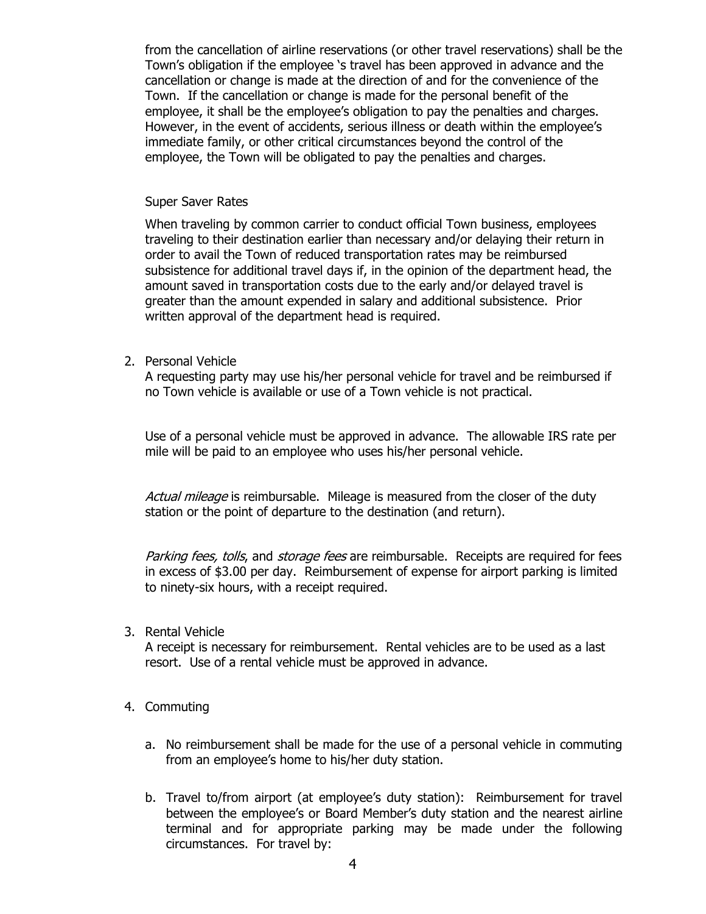from the cancellation of airline reservations (or other travel reservations) shall be the Town's obligation if the employee 's travel has been approved in advance and the cancellation or change is made at the direction of and for the convenience of the Town. If the cancellation or change is made for the personal benefit of the employee, it shall be the employee's obligation to pay the penalties and charges. However, in the event of accidents, serious illness or death within the employee's immediate family, or other critical circumstances beyond the control of the employee, the Town will be obligated to pay the penalties and charges.

Super Saver Rates

When traveling by common carrier to conduct official Town business, employees traveling to their destination earlier than necessary and/or delaying their return in order to avail the Town of reduced transportation rates may be reimbursed subsistence for additional travel days if, in the opinion of the department head, the amount saved in transportation costs due to the early and/or delayed travel is greater than the amount expended in salary and additional subsistence. Prior written approval of the department head is required.

2. Personal Vehicle

   A requesting party may use his/her personal vehicle for travel and be reimbursed if no Town vehicle is available or use of a Town vehicle is not practical.

   Use of a personal vehicle must be approved in advance. The allowable IRS rate per mile will be paid to an employee who uses his/her personal vehicle.

   *Actual mileage* is reimbursable. Mileage is measured from the closer of the duty station or the point of departure to the destination (and return).

   *Parking fees, tolls*, and *storage fees* are reimbursable. Receipts are required for fees in excess of $3.00 per day. Reimbursement of expense for airport parking is limited to ninety-six hours, with a receipt required.

3. Rental Vehicle

   A receipt is necessary for reimbursement. Rental vehicles are to be used as a last resort. Use of a rental vehicle must be approved in advance.

4. Commuting

   a. No reimbursement shall be made for the use of a personal vehicle in commuting from an employee's home to his/her duty station.

   b. Travel to/from airport (at employee's duty station): Reimbursement for travel between the employee's or Board Member's duty station and the nearest airline terminal and for appropriate parking may be made under the following circumstances. For travel by: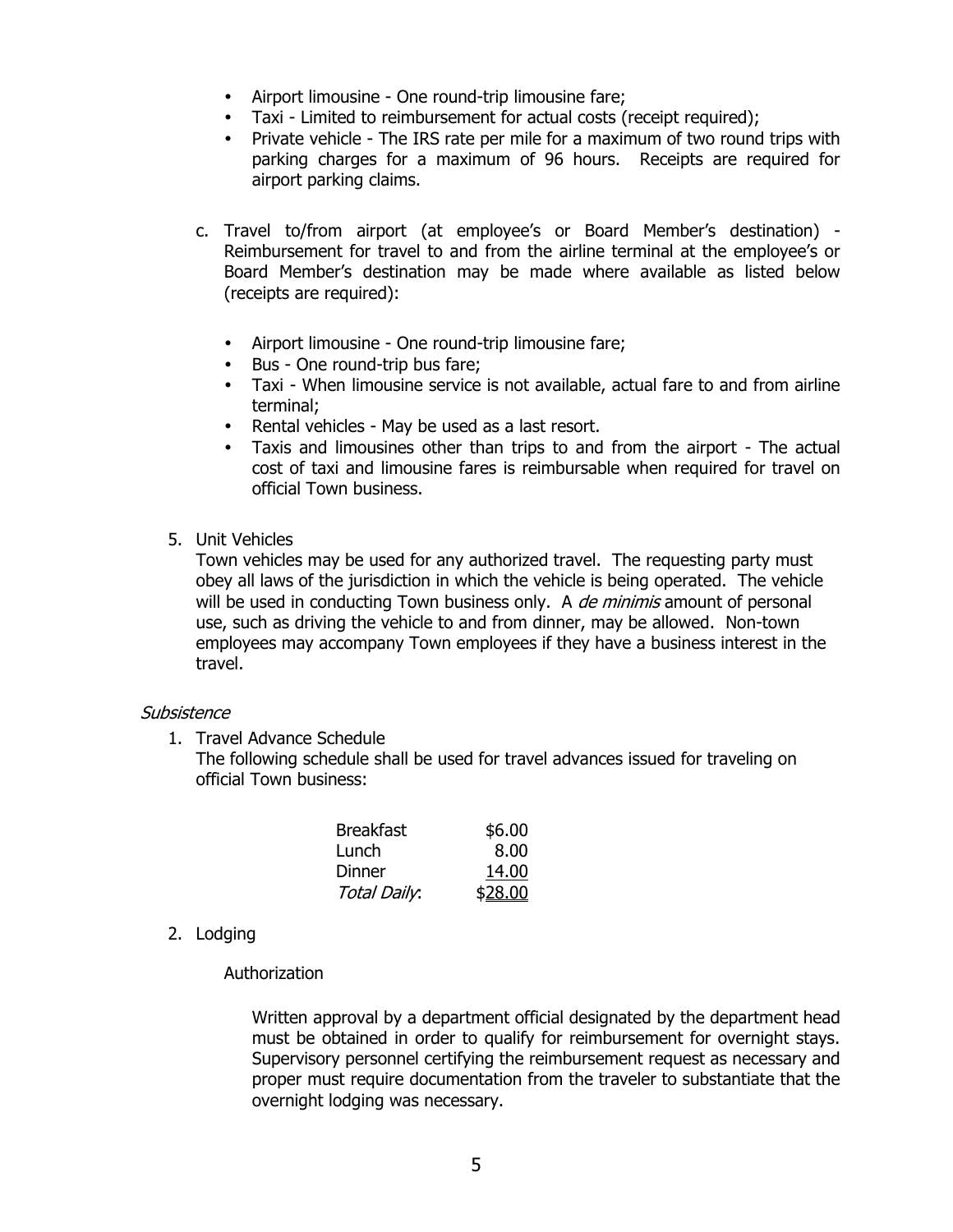- Airport limousine - One round-trip limousine fare;
- Taxi - Limited to reimbursement for actual costs (receipt required);
- Private vehicle - The IRS rate per mile for a maximum of two round trips with parking charges for a maximum of 96 hours. Receipts are required for airport parking claims.

c. Travel to/from airport (at employee's or Board Member's destination) - Reimbursement for travel to and from the airline terminal at the employee's or Board Member's destination may be made where available as listed below (receipts are required):

- Airport limousine - One round-trip limousine fare;
- Bus - One round-trip bus fare;
- Taxi - When limousine service is not available, actual fare to and from airline terminal;
- Rental vehicles - May be used as a last resort.
- Taxis and limousines other than trips to and from the airport - The actual cost of taxi and limousine fares is reimbursable when required for travel on official Town business.

5. Unit Vehicles
   Town vehicles may be used for any authorized travel. The requesting party must obey all laws of the jurisdiction in which the vehicle is being operated. The vehicle will be used in conducting Town business only. A *de minimis* amount of personal use, such as driving the vehicle to and from dinner, may be allowed. Non-town employees may accompany Town employees if they have a business interest in the travel.

*Subsistence*

1. Travel Advance Schedule
   The following schedule shall be used for travel advances issued for traveling on official Town business:

| | |
|---|---|
| Breakfast | \$6.00 |
| Lunch | 8.00 |
| Dinner | 14.00 |
| *Total Daily*: | \$28.00 |

2. Lodging

   Authorization

   Written approval by a department official designated by the department head must be obtained in order to qualify for reimbursement for overnight stays. Supervisory personnel certifying the reimbursement request as necessary and proper must require documentation from the traveler to substantiate that the overnight lodging was necessary.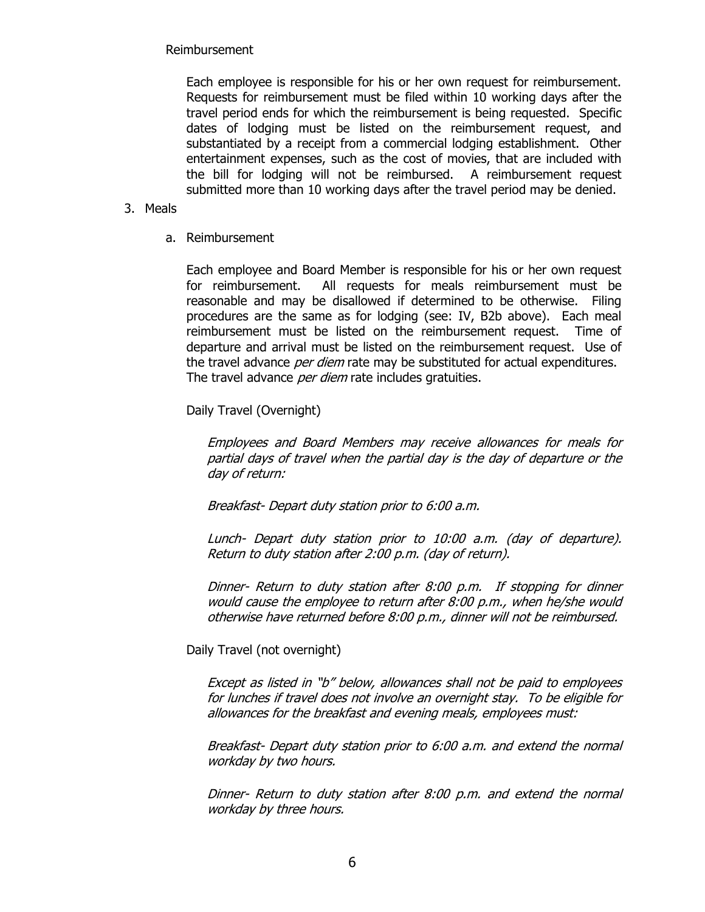Reimbursement

Each employee is responsible for his or her own request for reimbursement. Requests for reimbursement must be filed within 10 working days after the travel period ends for which the reimbursement is being requested. Specific dates of lodging must be listed on the reimbursement request, and substantiated by a receipt from a commercial lodging establishment. Other entertainment expenses, such as the cost of movies, that are included with the bill for lodging will not be reimbursed. A reimbursement request submitted more than 10 working days after the travel period may be denied.

3. Meals

   a. Reimbursement

   Each employee and Board Member is responsible for his or her own request for reimbursement. All requests for meals reimbursement must be reasonable and may be disallowed if determined to be otherwise. Filing procedures are the same as for lodging (see: IV, B2b above). Each meal reimbursement must be listed on the reimbursement request. Time of departure and arrival must be listed on the reimbursement request. Use of the travel advance *per diem* rate may be substituted for actual expenditures. The travel advance *per diem* rate includes gratuities.

   Daily Travel (Overnight)

   *Employees and Board Members may receive allowances for meals for partial days of travel when the partial day is the day of departure or the day of return:*

   *Breakfast- Depart duty station prior to 6:00 a.m.*

   *Lunch- Depart duty station prior to 10:00 a.m. (day of departure). Return to duty station after 2:00 p.m. (day of return).*

   *Dinner- Return to duty station after 8:00 p.m. If stopping for dinner would cause the employee to return after 8:00 p.m., when he/she would otherwise have returned before 8:00 p.m., dinner will not be reimbursed.*

   Daily Travel (not overnight)

   *Except as listed in "b" below, allowances shall not be paid to employees for lunches if travel does not involve an overnight stay. To be eligible for allowances for the breakfast and evening meals, employees must:*

   *Breakfast- Depart duty station prior to 6:00 a.m. and extend the normal workday by two hours.*

   *Dinner- Return to duty station after 8:00 p.m. and extend the normal workday by three hours.*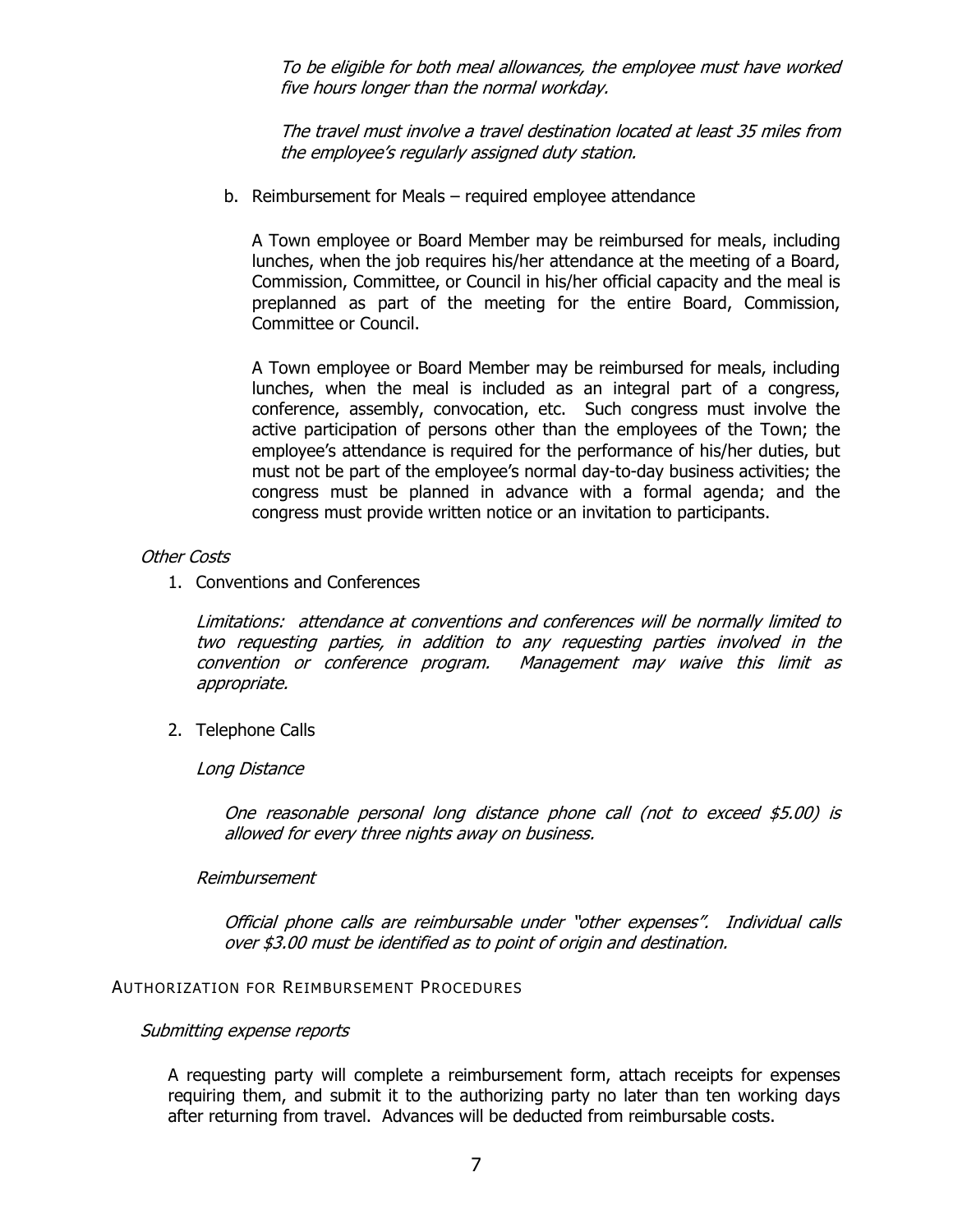*To be eligible for both meal allowances, the employee must have worked five hours longer than the normal workday.*

*The travel must involve a travel destination located at least 35 miles from the employee's regularly assigned duty station.*

b. Reimbursement for Meals – required employee attendance

A Town employee or Board Member may be reimbursed for meals, including lunches, when the job requires his/her attendance at the meeting of a Board, Commission, Committee, or Council in his/her official capacity and the meal is preplanned as part of the meeting for the entire Board, Commission, Committee or Council.

A Town employee or Board Member may be reimbursed for meals, including lunches, when the meal is included as an integral part of a congress, conference, assembly, convocation, etc. Such congress must involve the active participation of persons other than the employees of the Town; the employee's attendance is required for the performance of his/her duties, but must not be part of the employee's normal day-to-day business activities; the congress must be planned in advance with a formal agenda; and the congress must provide written notice or an invitation to participants.

*Other Costs*

1. Conventions and Conferences

   *Limitations: attendance at conventions and conferences will be normally limited to two requesting parties, in addition to any requesting parties involved in the convention or conference program. Management may waive this limit as appropriate.*

2. Telephone Calls

   *Long Distance*

   *One reasonable personal long distance phone call (not to exceed $5.00) is allowed for every three nights away on business.*

   *Reimbursement*

   *Official phone calls are reimbursable under "other expenses". Individual calls over $3.00 must be identified as to point of origin and destination.*

AUTHORIZATION FOR REIMBURSEMENT PROCEDURES

*Submitting expense reports*

A requesting party will complete a reimbursement form, attach receipts for expenses requiring them, and submit it to the authorizing party no later than ten working days after returning from travel. Advances will be deducted from reimbursable costs.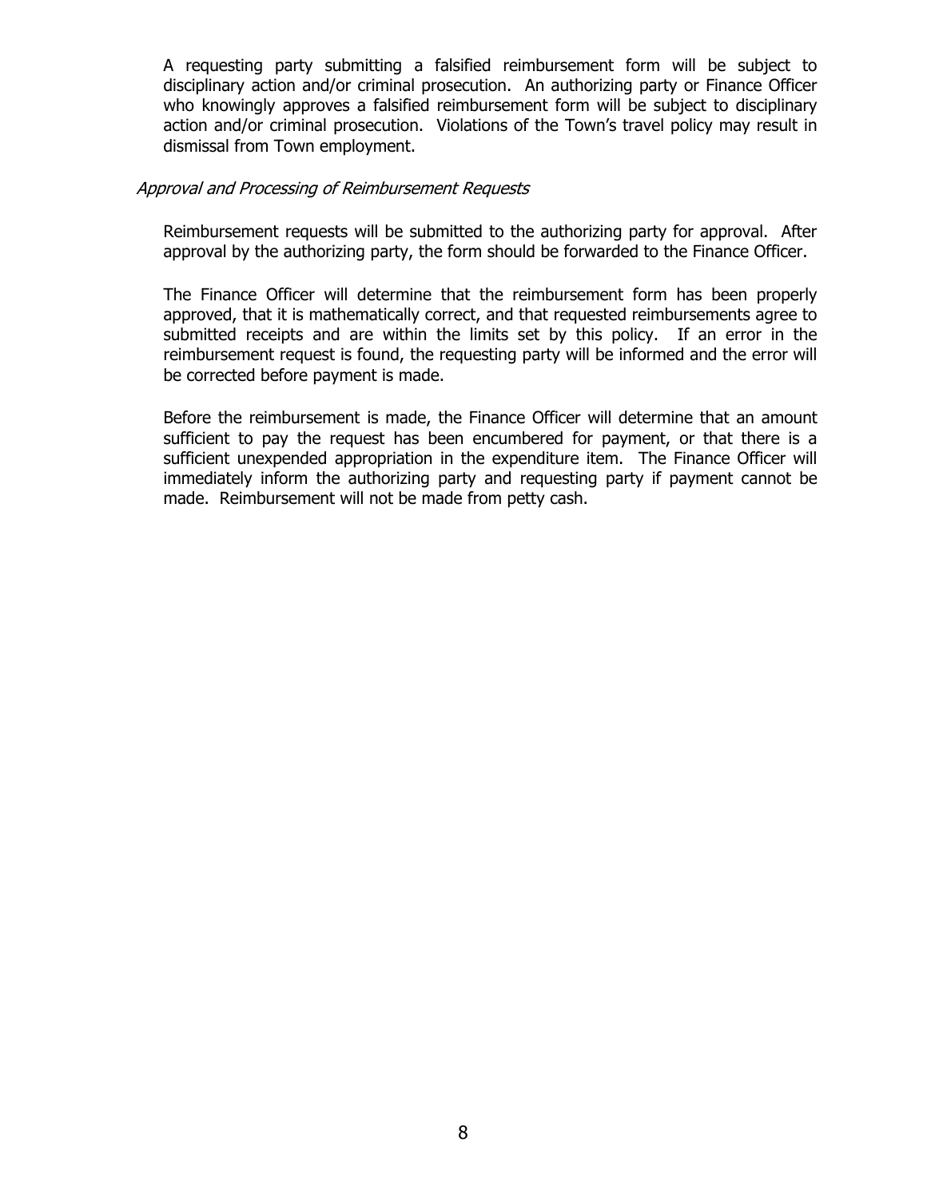A requesting party submitting a falsified reimbursement form will be subject to disciplinary action and/or criminal prosecution. An authorizing party or Finance Officer who knowingly approves a falsified reimbursement form will be subject to disciplinary action and/or criminal prosecution. Violations of the Town's travel policy may result in dismissal from Town employment.

*Approval and Processing of Reimbursement Requests*

Reimbursement requests will be submitted to the authorizing party for approval. After approval by the authorizing party, the form should be forwarded to the Finance Officer.

The Finance Officer will determine that the reimbursement form has been properly approved, that it is mathematically correct, and that requested reimbursements agree to submitted receipts and are within the limits set by this policy. If an error in the reimbursement request is found, the requesting party will be informed and the error will be corrected before payment is made.

Before the reimbursement is made, the Finance Officer will determine that an amount sufficient to pay the request has been encumbered for payment, or that there is a sufficient unexpended appropriation in the expenditure item. The Finance Officer will immediately inform the authorizing party and requesting party if payment cannot be made. Reimbursement will not be made from petty cash.